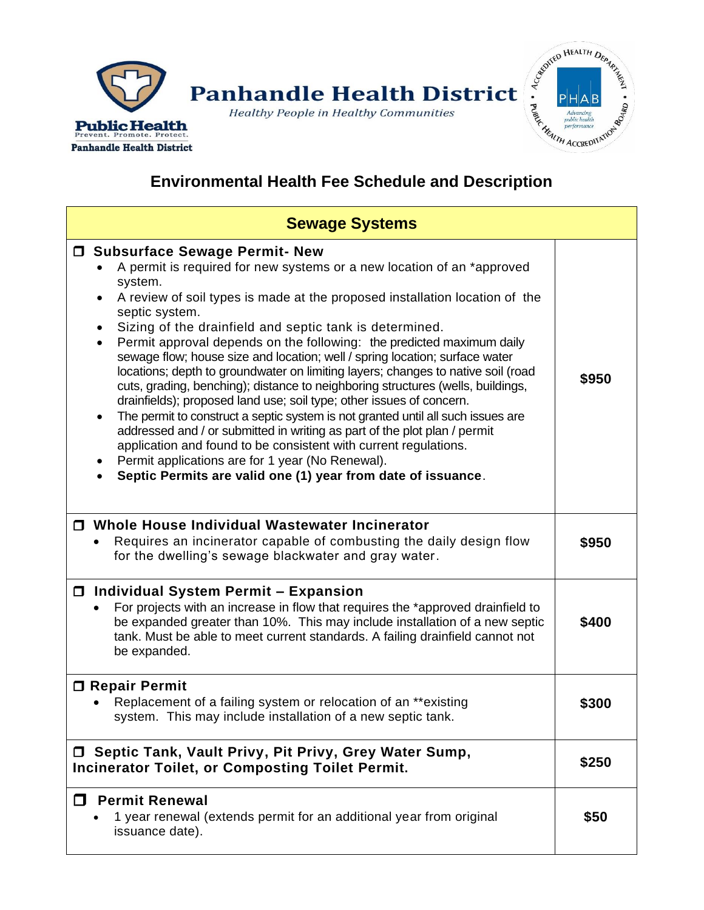Panhandle Health District

*Healthy People in Healthy Communities*

Public Health
Prevent. Promote. Protect.
Panhandle Health District

# Environmental Health Fee Schedule and Description

| Sewage Systems | |
|---|---|
| ❒ **Subsurface Sewage Permit- New**<br>• A permit is required for new systems or a new location of an *approved system.<br>• A review of soil types is made at the proposed installation location of the septic system.<br>• Sizing of the drainfield and septic tank is determined.<br>• Permit approval depends on the following: the predicted maximum daily sewage flow; house size and location; well / spring location; surface water locations; depth to groundwater on limiting layers; changes to native soil (road cuts, grading, benching); distance to neighboring structures (wells, buildings, drainfields); proposed land use; soil type; other issues of concern.<br>• The permit to construct a septic system is not granted until all such issues are addressed and / or submitted in writing as part of the plot plan / permit application and found to be consistent with current regulations.<br>• Permit applications are for 1 year (No Renewal).<br>• **Septic Permits are valid one (1) year from date of issuance**. | **$950** |
| ❒ **Whole House Individual Wastewater Incinerator**<br>• Requires an incinerator capable of combusting the daily design flow for the dwelling's sewage blackwater and gray water. | **$950** |
| ❒ **Individual System Permit – Expansion**<br>• For projects with an increase in flow that requires the *approved drainfield to be expanded greater than 10%. This may include installation of a new septic tank. Must be able to meet current standards. A failing drainfield cannot not be expanded. | **$400** |
| ❒ **Repair Permit**<br>• Replacement of a failing system or relocation of an **existing system. This may include installation of a new septic tank. | **$300** |
| ❒ **Septic Tank, Vault Privy, Pit Privy, Grey Water Sump, Incinerator Toilet, or Composting Toilet Permit.** | **$250** |
| ❒ **Permit Renewal**<br>• 1 year renewal (extends permit for an additional year from original issuance date). | **$50** |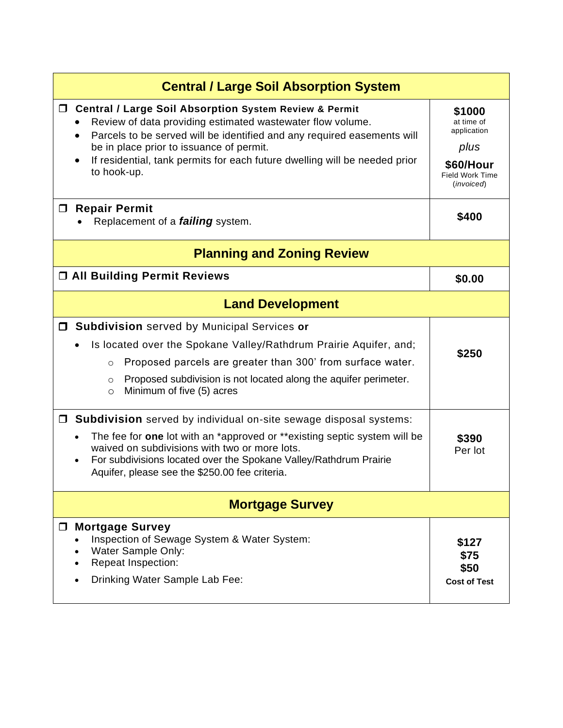| Central / Large Soil Absorption System | |
|---|---|
| ❐ **Central / Large Soil Absorption System Review & Permit**<br>• Review of data providing estimated wastewater flow volume.<br>• Parcels to be served will be identified and any required easements will be in place prior to issuance of permit.<br>• If residential, tank permits for each future dwelling will be needed prior to hook-up. | **$1000** at time of application *plus* **$60/Hour** Field Work Time (*invoiced*) |
| ❐ **Repair Permit**<br>• Replacement of a ***failing*** system. | **$400** |
| **Planning and Zoning Review** | |
| ❐ **All Building Permit Reviews** | **$0.00** |
| **Land Development** | |
| ❐ **Subdivision** served by Municipal Services **or**<br>• Is located over the Spokane Valley/Rathdrum Prairie Aquifer, and;<br>  ○ Proposed parcels are greater than 300' from surface water.<br>  ○ Proposed subdivision is not located along the aquifer perimeter.<br>  ○ Minimum of five (5) acres | **$250** |
| ❐ **Subdivision** served by individual on-site sewage disposal systems:<br>• The fee for **one** lot with an *approved or **existing septic system will be waived on subdivisions with two or more lots.<br>• For subdivisions located over the Spokane Valley/Rathdrum Prairie Aquifer, please see the $250.00 fee criteria. | **$390** Per lot |
| **Mortgage Survey** | |
| ❐ **Mortgage Survey**<br>• Inspection of Sewage System & Water System:<br>• Water Sample Only:<br>• Repeat Inspection:<br>• Drinking Water Sample Lab Fee: | **$127**<br>**$75**<br>**$50**<br>**Cost of Test** |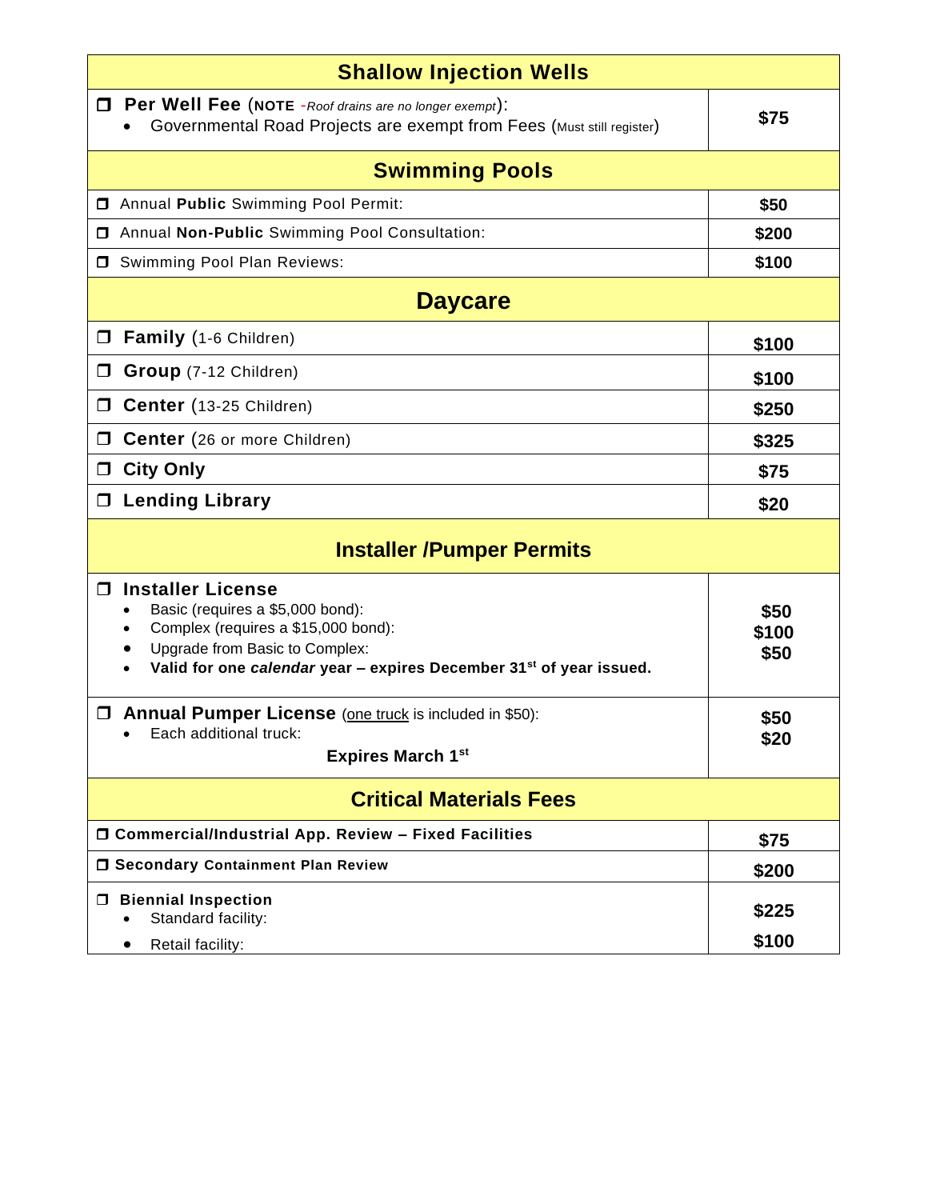| Shallow Injection Wells | |
|---|---|
| ☐ **Per Well Fee** (**NOTE** -*Roof drains are no longer exempt*): <br>• Governmental Road Projects are exempt from Fees (Must still register) | **$75** |
| **Swimming Pools** | |
| ☐ Annual **Public** Swimming Pool Permit: | **$50** |
| ☐ Annual **Non-Public** Swimming Pool Consultation: | **$200** |
| ☐ Swimming Pool Plan Reviews: | **$100** |
| **Daycare** | |
| ☐ **Family** (1-6 Children) | **$100** |
| ☐ **Group** (7-12 Children) | **$100** |
| ☐ **Center** (13-25 Children) | **$250** |
| ☐ **Center** (26 or more Children) | **$325** |
| ☐ **City Only** | **$75** |
| ☐ **Lending Library** | **$20** |
| **Installer /Pumper Permits** | |
| ☐ **Installer License** <br>• Basic (requires a $5,000 bond): <br>• Complex (requires a $15,000 bond): <br>• Upgrade from Basic to Complex: <br>• **Valid for one *calendar* year – expires December 31st of year issued.** | **$50** <br>**$100** <br>**$50** |
| ☐ **Annual Pumper License** (one truck is included in $50): <br>• Each additional truck: <br>**Expires March 1st** | **$50** <br>**$20** |
| **Critical Materials Fees** | |
| ☐ **Commercial/Industrial App. Review – Fixed Facilities** | **$75** |
| ☐ **Secondary Containment Plan Review** | **$200** |
| ☐ **Biennial Inspection** <br>• Standard facility: <br>• Retail facility: | **$225** <br>**$100** |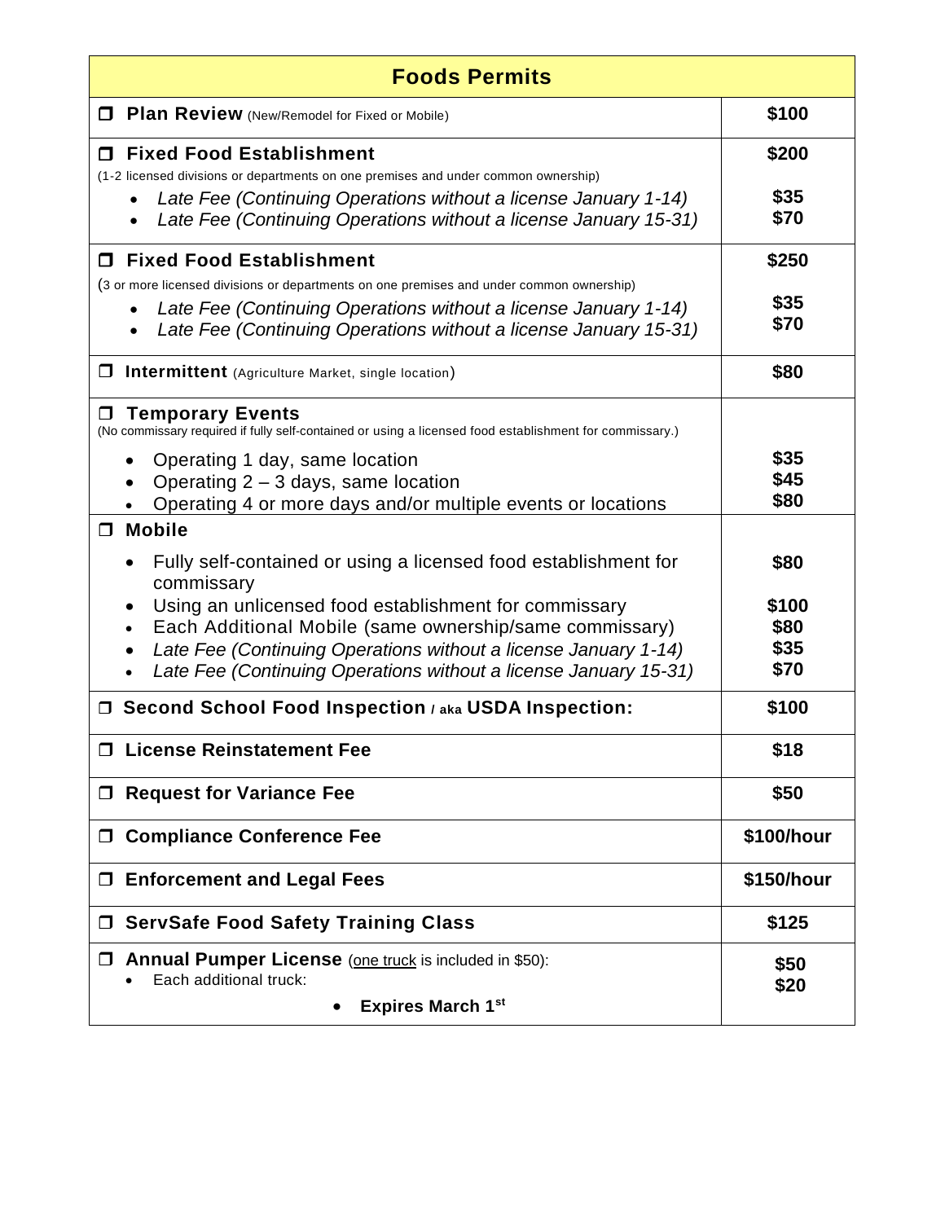| Foods Permits | |
|---|---|
| ❒ **Plan Review** (New/Remodel for Fixed or Mobile) | **$100** |
| ❒ **Fixed Food Establishment**<br>(1-2 licensed divisions or departments on one premises and under common ownership)<br>• *Late Fee (Continuing Operations without a license January 1-14)*<br>• *Late Fee (Continuing Operations without a license January 15-31)* | **$200**<br><br>**$35**<br>**$70** |
| ❒ **Fixed Food Establishment**<br>(3 or more licensed divisions or departments on one premises and under common ownership)<br>• *Late Fee (Continuing Operations without a license January 1-14)*<br>• *Late Fee (Continuing Operations without a license January 15-31)* | **$250**<br><br>**$35**<br>**$70** |
| ❒ **Intermittent** (Agriculture Market, single location) | **$80** |
| ❒ **Temporary Events**<br>(No commissary required if fully self-contained or using a licensed food establishment for commissary.)<br>• Operating 1 day, same location<br>• Operating 2 – 3 days, same location<br>• Operating 4 or more days and/or multiple events or locations | <br><br>**$35**<br>**$45**<br>**$80** |
| ❒ **Mobile**<br>• Fully self-contained or using a licensed food establishment for commissary<br>• Using an unlicensed food establishment for commissary<br>• Each Additional Mobile (same ownership/same commissary)<br>• *Late Fee (Continuing Operations without a license January 1-14)*<br>• *Late Fee (Continuing Operations without a license January 15-31)* | <br>**$80**<br>**$100**<br>**$80**<br>**$35**<br>**$70** |
| ❒ **Second School Food Inspection / aka USDA Inspection:** | **$100** |
| ❒ **License Reinstatement Fee** | **$18** |
| ❒ **Request for Variance Fee** | **$50** |
| ❒ **Compliance Conference Fee** | **$100/hour** |
| ❒ **Enforcement and Legal Fees** | **$150/hour** |
| ❒ **ServSafe Food Safety Training Class** | **$125** |
| ❒ **Annual Pumper License** (one truck is included in $50):<br>• Each additional truck:<br>• **Expires March 1st** | **$50**<br>**$20** |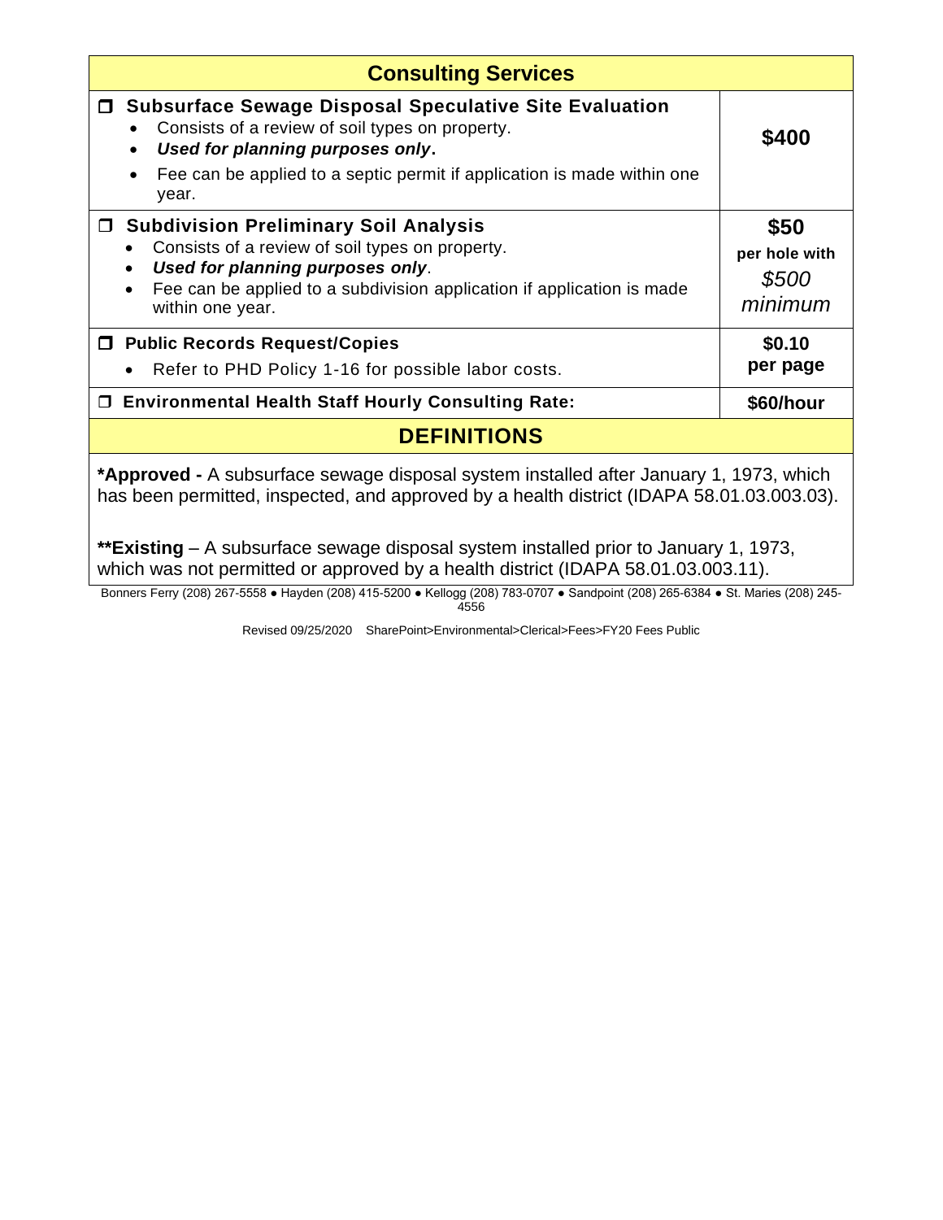| Consulting Services | |
|---|---|
| ❐ **Subsurface Sewage Disposal Speculative Site Evaluation**<br>• Consists of a review of soil types on property.<br>• ***Used for planning purposes only*.**<br>• Fee can be applied to a septic permit if application is made within one year. | **$400** |
| ❐ **Subdivision Preliminary Soil Analysis**<br>• Consists of a review of soil types on property.<br>• ***Used for planning purposes only***.<br>• Fee can be applied to a subdivision application if application is made within one year. | **$50** **per hole with** *$500 minimum* |
| ❐ **Public Records Request/Copies**<br>• Refer to PHD Policy 1-16 for possible labor costs. | **$0.10 per page** |
| ❐ **Environmental Health Staff Hourly Consulting Rate:** | **$60/hour** |

## DEFINITIONS

***Approved -** A subsurface sewage disposal system installed after January 1, 1973, which has been permitted, inspected, and approved by a health district (IDAPA 58.01.03.003.03).

****Existing** – A subsurface sewage disposal system installed prior to January 1, 1973, which was not permitted or approved by a health district (IDAPA 58.01.03.003.11).

Bonners Ferry (208) 267-5558 ● Hayden (208) 415-5200 ● Kellogg (208) 783-0707 ● Sandpoint (208) 265-6384 ● St. Maries (208) 245-4556

Revised 09/25/2020 SharePoint>Environmental>Clerical>Fees>FY20 Fees Public